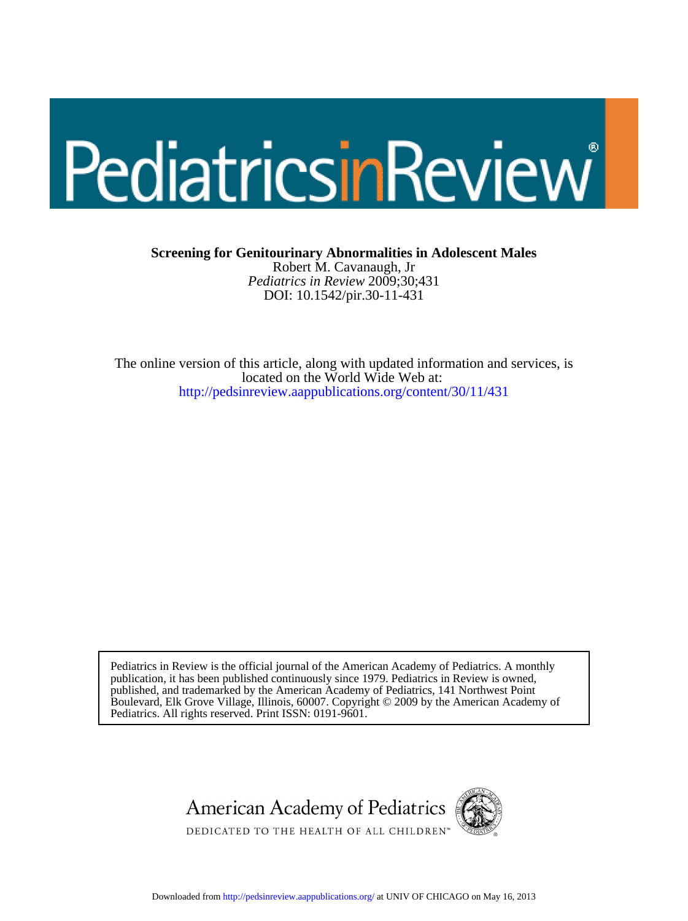# PediatricsinReview®

**Screening for Genitourinary Abnormalities in Adolescent Males**

Robert M. Cavanaugh, Jr

*Pediatrics in Review* 2009;30;431

DOI: 10.1542/pir.30-11-431

The online version of this article, along with updated information and services, is located on the World Wide Web at:

http://pedsinreview.aappublications.org/content/30/11/431

Pediatrics in Review is the official journal of the American Academy of Pediatrics. A monthly publication, it has been published continuously since 1979. Pediatrics in Review is owned, published, and trademarked by the American Academy of Pediatrics, 141 Northwest Point Boulevard, Elk Grove Village, Illinois, 60007. Copyright © 2009 by the American Academy of Pediatrics. All rights reserved. Print ISSN: 0191-9601.

American Academy of Pediatrics

DEDICATED TO THE HEALTH OF ALL CHILDREN™

Downloaded from http://pedsinreview.aappublications.org/ at UNIV OF CHICAGO on May 16, 2013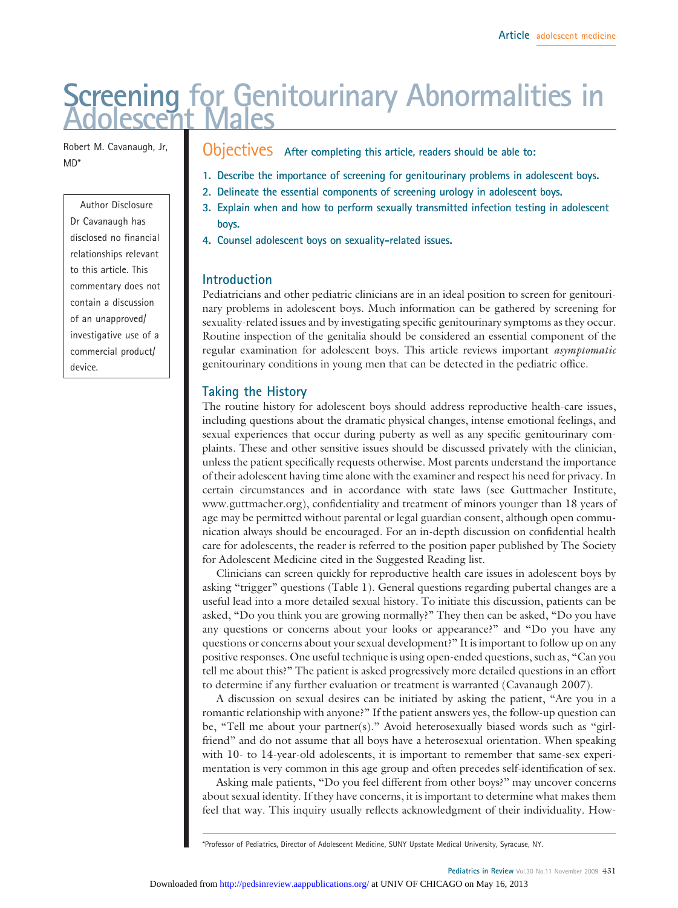# Screening for Genitourinary Abnormalities in Adolescent Males

Robert M. Cavanaugh, Jr, MD*

Author Disclosure
Dr Cavanaugh has disclosed no financial relationships relevant to this article. This commentary does not contain a discussion of an unapproved/investigative use of a commercial product/device.

## Objectives

After completing this article, readers should be able to:

1. Describe the importance of screening for genitourinary problems in adolescent boys.
2. Delineate the essential components of screening urology in adolescent boys.
3. Explain when and how to perform sexually transmitted infection testing in adolescent boys.
4. Counsel adolescent boys on sexuality-related issues.

## Introduction

Pediatricians and other pediatric clinicians are in an ideal position to screen for genitourinary problems in adolescent boys. Much information can be gathered by screening for sexuality-related issues and by investigating specific genitourinary symptoms as they occur. Routine inspection of the genitalia should be considered an essential component of the regular examination for adolescent boys. This article reviews important *asymptomatic* genitourinary conditions in young men that can be detected in the pediatric office.

## Taking the History

The routine history for adolescent boys should address reproductive health-care issues, including questions about the dramatic physical changes, intense emotional feelings, and sexual experiences that occur during puberty as well as any specific genitourinary complaints. These and other sensitive issues should be discussed privately with the clinician, unless the patient specifically requests otherwise. Most parents understand the importance of their adolescent having time alone with the examiner and respect his need for privacy. In certain circumstances and in accordance with state laws (see Guttmacher Institute, www.guttmacher.org), confidentiality and treatment of minors younger than 18 years of age may be permitted without parental or legal guardian consent, although open communication always should be encouraged. For an in-depth discussion on confidential health care for adolescents, the reader is referred to the position paper published by The Society for Adolescent Medicine cited in the Suggested Reading list.

Clinicians can screen quickly for reproductive health care issues in adolescent boys by asking "trigger" questions (Table 1). General questions regarding pubertal changes are a useful lead into a more detailed sexual history. To initiate this discussion, patients can be asked, "Do you think you are growing normally?" They then can be asked, "Do you have any questions or concerns about your looks or appearance?" and "Do you have any questions or concerns about your sexual development?" It is important to follow up on any positive responses. One useful technique is using open-ended questions, such as, "Can you tell me about this?" The patient is asked progressively more detailed questions in an effort to determine if any further evaluation or treatment is warranted (Cavanaugh 2007).

A discussion on sexual desires can be initiated by asking the patient, "Are you in a romantic relationship with anyone?" If the patient answers yes, the follow-up question can be, "Tell me about your partner(s)." Avoid heterosexually biased words such as "girlfriend" and do not assume that all boys have a heterosexual orientation. When speaking with 10- to 14-year-old adolescents, it is important to remember that same-sex experimentation is very common in this age group and often precedes self-identification of sex.

Asking male patients, "Do you feel different from other boys?" may uncover concerns about sexual identity. If they have concerns, it is important to determine what makes them feel that way. This inquiry usually reflects acknowledgment of their individuality. How-

*Professor of Pediatrics, Director of Adolescent Medicine, SUNY Upstate Medical University, Syracuse, NY.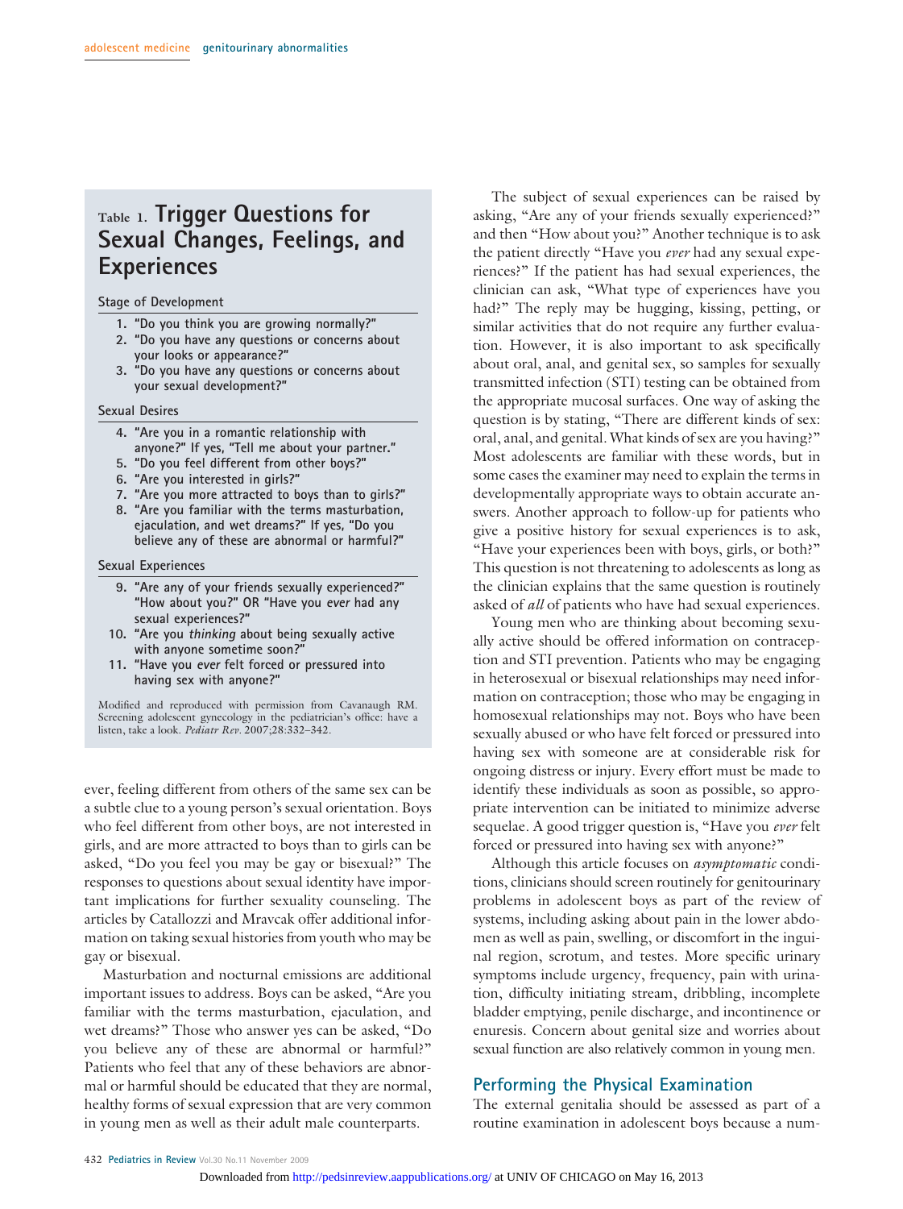## Table 1. Trigger Questions for Sexual Changes, Feelings, and Experiences

**Stage of Development**

1. "Do you think you are growing normally?"
2. "Do you have any questions or concerns about your looks or appearance?"
3. "Do you have any questions or concerns about your sexual development?"

**Sexual Desires**

4. "Are you in a romantic relationship with anyone?" If yes, "Tell me about your partner."
5. "Do you feel different from other boys?"
6. "Are you interested in girls?"
7. "Are you more attracted to boys than to girls?"
8. "Are you familiar with the terms masturbation, ejaculation, and wet dreams?" If yes, "Do you believe any of these are abnormal or harmful?"

**Sexual Experiences**

9. "Are any of your friends sexually experienced?" "How about you?" OR "Have you *ever* had any sexual experiences?"
10. "Are you *thinking* about being sexually active with anyone sometime soon?"
11. "Have you *ever* felt forced or pressured into having sex with anyone?"

Modified and reproduced with permission from Cavanaugh RM. Screening adolescent gynecology in the pediatrician's office: have a listen, take a look. *Pediatr Rev*. 2007;28:332–342.

ever, feeling different from others of the same sex can be a subtle clue to a young person's sexual orientation. Boys who feel different from other boys, are not interested in girls, and are more attracted to boys than to girls can be asked, "Do you feel you may be gay or bisexual?" The responses to questions about sexual identity have important implications for further sexuality counseling. The articles by Catallozzi and Mravcak offer additional information on taking sexual histories from youth who may be gay or bisexual.

Masturbation and nocturnal emissions are additional important issues to address. Boys can be asked, "Are you familiar with the terms masturbation, ejaculation, and wet dreams?" Those who answer yes can be asked, "Do you believe any of these are abnormal or harmful?" Patients who feel that any of these behaviors are abnormal or harmful should be educated that they are normal, healthy forms of sexual expression that are very common in young men as well as their adult male counterparts.

The subject of sexual experiences can be raised by asking, "Are any of your friends sexually experienced?" and then "How about you?" Another technique is to ask the patient directly "Have you *ever* had any sexual experiences?" If the patient has had sexual experiences, the clinician can ask, "What type of experiences have you had?" The reply may be hugging, kissing, petting, or similar activities that do not require any further evaluation. However, it is also important to ask specifically about oral, anal, and genital sex, so samples for sexually transmitted infection (STI) testing can be obtained from the appropriate mucosal surfaces. One way of asking the question is by stating, "There are different kinds of sex: oral, anal, and genital. What kinds of sex are you having?" Most adolescents are familiar with these words, but in some cases the examiner may need to explain the terms in developmentally appropriate ways to obtain accurate answers. Another approach to follow-up for patients who give a positive history for sexual experiences is to ask, "Have your experiences been with boys, girls, or both?" This question is not threatening to adolescents as long as the clinician explains that the same question is routinely asked of *all* of patients who have had sexual experiences.

Young men who are thinking about becoming sexually active should be offered information on contraception and STI prevention. Patients who may be engaging in heterosexual or bisexual relationships may need information on contraception; those who may be engaging in homosexual relationships may not. Boys who have been sexually abused or who have felt forced or pressured into having sex with someone are at considerable risk for ongoing distress or injury. Every effort must be made to identify these individuals as soon as possible, so appropriate intervention can be initiated to minimize adverse sequelae. A good trigger question is, "Have you *ever* felt forced or pressured into having sex with anyone?"

Although this article focuses on *asymptomatic* conditions, clinicians should screen routinely for genitourinary problems in adolescent boys as part of the review of systems, including asking about pain in the lower abdomen as well as pain, swelling, or discomfort in the inguinal region, scrotum, and testes. More specific urinary symptoms include urgency, frequency, pain with urination, difficulty initiating stream, dribbling, incomplete bladder emptying, penile discharge, and incontinence or enuresis. Concern about genital size and worries about sexual function are also relatively common in young men.

## Performing the Physical Examination

The external genitalia should be assessed as part of a routine examination in adolescent boys because a num-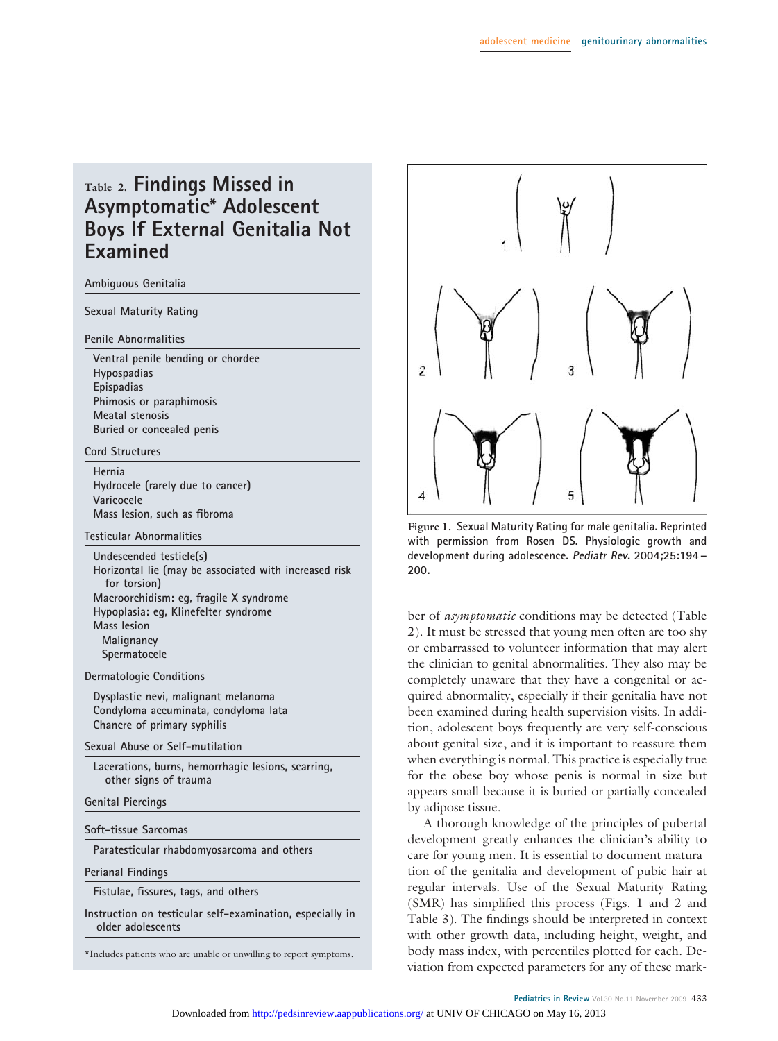## Table 2. Findings Missed in Asymptomatic* Adolescent Boys If External Genitalia Not Examined

**Ambiguous Genitalia**

**Sexual Maturity Rating**

**Penile Abnormalities**

- Ventral penile bending or chordee
- Hypospadias
- Epispadias
- Phimosis or paraphimosis
- Meatal stenosis
- Buried or concealed penis

**Cord Structures**

- Hernia
- Hydrocele (rarely due to cancer)
- Varicocele
- Mass lesion, such as fibroma

**Testicular Abnormalities**

- Undescended testicle(s)
- Horizontal lie (may be associated with increased risk for torsion)
- Macroorchidism: eg, fragile X syndrome
- Hypoplasia: eg, Klinefelter syndrome
- Mass lesion
  - Malignancy
  - Spermatocele

**Dermatologic Conditions**

- Dysplastic nevi, malignant melanoma
- Condyloma accuminata, condyloma lata
- Chancre of primary syphilis

**Sexual Abuse or Self-mutilation**

- Lacerations, burns, hemorrhagic lesions, scarring, other signs of trauma

**Genital Piercings**

**Soft-tissue Sarcomas**

- Paratesticular rhabdomyosarcoma and others

**Perianal Findings**

- Fistulae, fissures, tags, and others

**Instruction on testicular self-examination, especially in older adolescents**

*Includes patients who are unable or unwilling to report symptoms.

**Figure 1.** Sexual Maturity Rating for male genitalia. Reprinted with permission from Rosen DS. Physiologic growth and development during adolescence. *Pediatr Rev.* 2004;25:194–200.

ber of *asymptomatic* conditions may be detected (Table 2). It must be stressed that young men often are too shy or embarrassed to volunteer information that may alert the clinician to genital abnormalities. They also may be completely unaware that they have a congenital or acquired abnormality, especially if their genitalia have not been examined during health supervision visits. In addition, adolescent boys frequently are very self-conscious about genital size, and it is important to reassure them when everything is normal. This practice is especially true for the obese boy whose penis is normal in size but appears small because it is buried or partially concealed by adipose tissue.

A thorough knowledge of the principles of pubertal development greatly enhances the clinician's ability to care for young men. It is essential to document maturation of the genitalia and development of pubic hair at regular intervals. Use of the Sexual Maturity Rating (SMR) has simplified this process (Figs. 1 and 2 and Table 3). The findings should be interpreted in context with other growth data, including height, weight, and body mass index, with percentiles plotted for each. Deviation from expected parameters for any of these mark-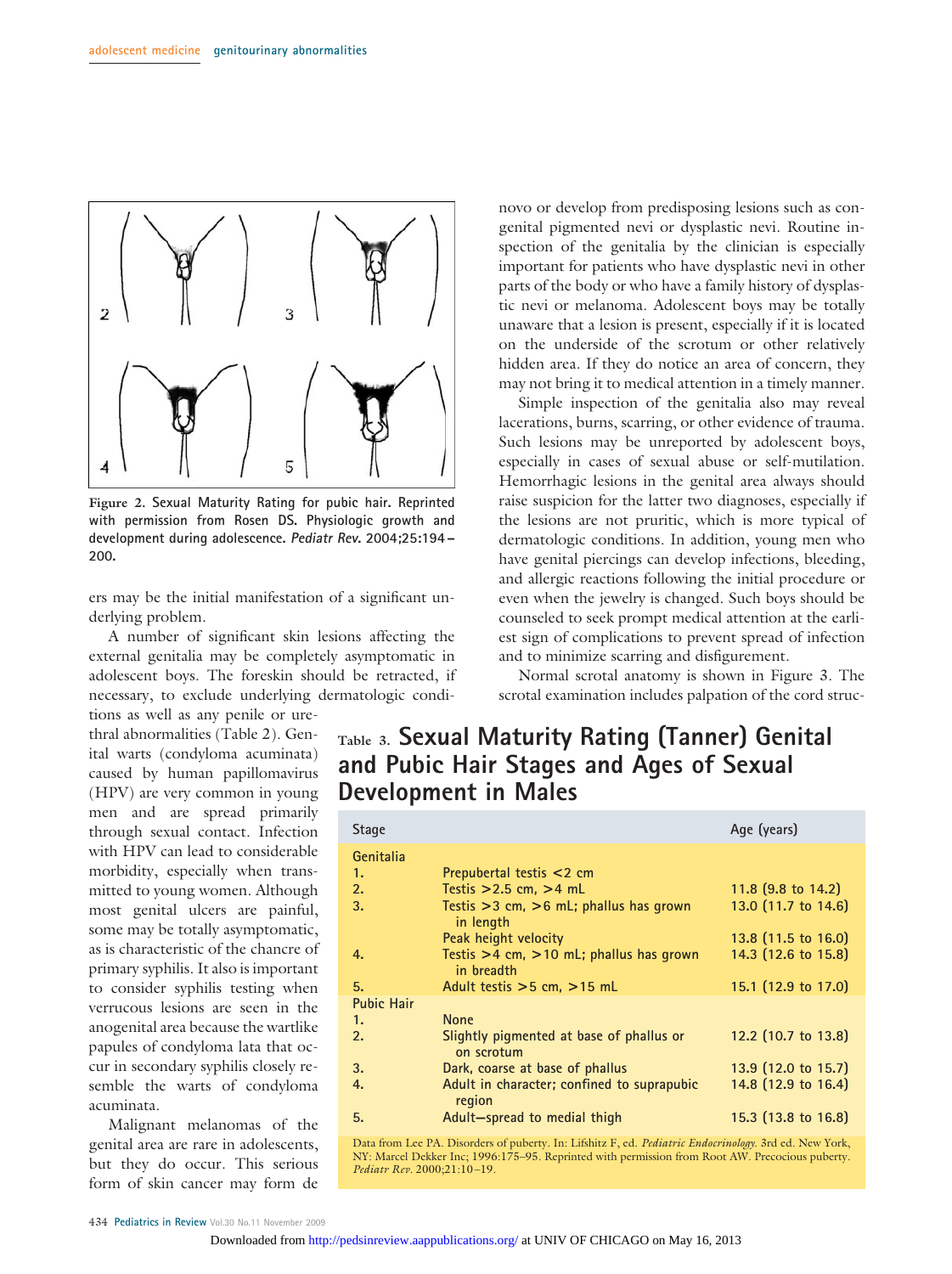Figure 2. Sexual Maturity Rating for pubic hair. Reprinted with permission from Rosen DS. Physiologic growth and development during adolescence. *Pediatr Rev.* 2004;25:194–200.

ers may be the initial manifestation of a significant underlying problem.

A number of significant skin lesions affecting the external genitalia may be completely asymptomatic in adolescent boys. The foreskin should be retracted, if necessary, to exclude underlying dermatologic conditions as well as any penile or urethral abnormalities (Table 2). Genital warts (condyloma acuminata) caused by human papillomavirus (HPV) are very common in young men and are spread primarily through sexual contact. Infection with HPV can lead to considerable morbidity, especially when transmitted to young women. Although most genital ulcers are painful, some may be totally asymptomatic, as is characteristic of the chancre of primary syphilis. It also is important to consider syphilis testing when verrucous lesions are seen in the anogenital area because the wartlike papules of condyloma lata that occur in secondary syphilis closely resemble the warts of condyloma acuminata.

Malignant melanomas of the genital area are rare in adolescents, but they do occur. This serious form of skin cancer may form de novo or develop from predisposing lesions such as congenital pigmented nevi or dysplastic nevi. Routine inspection of the genitalia by the clinician is especially important for patients who have dysplastic nevi in other parts of the body or who have a family history of dysplastic nevi or melanoma. Adolescent boys may be totally unaware that a lesion is present, especially if it is located on the underside of the scrotum or other relatively hidden area. If they do notice an area of concern, they may not bring it to medical attention in a timely manner.

Simple inspection of the genitalia also may reveal lacerations, burns, scarring, or other evidence of trauma. Such lesions may be unreported by adolescent boys, especially in cases of sexual abuse or self-mutilation. Hemorrhagic lesions in the genital area always should raise suspicion for the latter two diagnoses, especially if the lesions are not pruritic, which is more typical of dermatologic conditions. In addition, young men who have genital piercings can develop infections, bleeding, and allergic reactions following the initial procedure or even when the jewelry is changed. Such boys should be counseled to seek prompt medical attention at the earliest sign of complications to prevent spread of infection and to minimize scarring and disfigurement.

Normal scrotal anatomy is shown in Figure 3. The scrotal examination includes palpation of the cord struc-

### Table 3. Sexual Maturity Rating (Tanner) Genital and Pubic Hair Stages and Ages of Sexual Development in Males

| Stage | | Age (years) |
|---|---|---|
| **Genitalia** | | |
| 1. | Prepubertal testis <2 cm | |
| 2. | Testis >2.5 cm, >4 mL | 11.8 (9.8 to 14.2) |
| 3. | Testis >3 cm, >6 mL; phallus has grown in length | 13.0 (11.7 to 14.6) |
| | Peak height velocity | 13.8 (11.5 to 16.0) |
| 4. | Testis >4 cm, >10 mL; phallus has grown in breadth | 14.3 (12.6 to 15.8) |
| 5. | Adult testis >5 cm, >15 mL | 15.1 (12.9 to 17.0) |
| **Pubic Hair** | | |
| 1. | None | |
| 2. | Slightly pigmented at base of phallus or on scrotum | 12.2 (10.7 to 13.8) |
| 3. | Dark, coarse at base of phallus | 13.9 (12.0 to 15.7) |
| 4. | Adult in character; confined to suprapubic region | 14.8 (12.9 to 16.4) |
| 5. | Adult—spread to medial thigh | 15.3 (13.8 to 16.8) |

Data from Lee PA. Disorders of puberty. In: Lifshitz F, ed. *Pediatric Endocrinology.* 3rd ed. New York, NY: Marcel Dekker Inc; 1996:175–95. Reprinted with permission from Root AW. Precocious puberty. *Pediatr Rev.* 2000;21:10–19.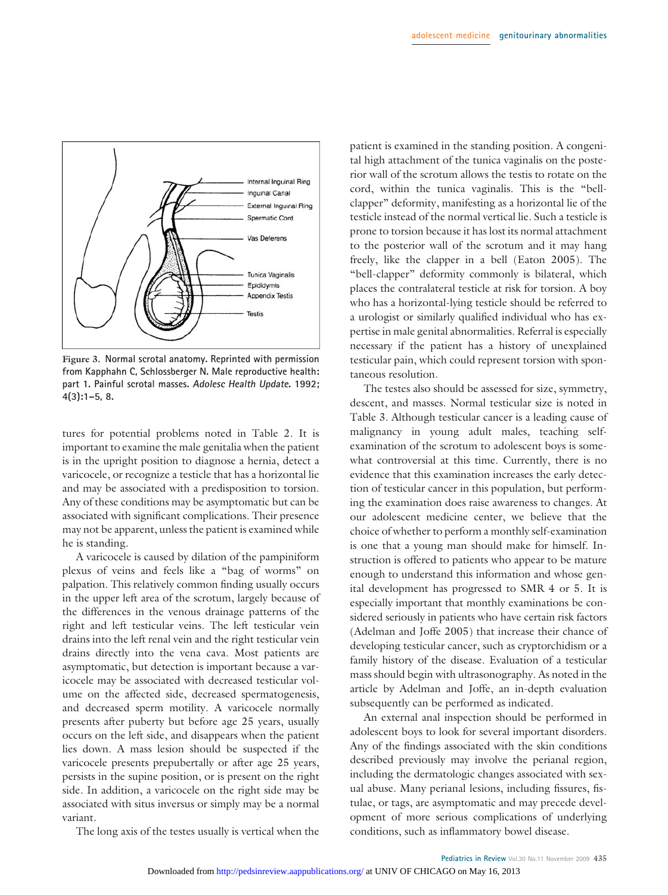Internal Inguinal Ring
Inguinal Canal
External Inguinal Ring
Spermatic Cord
Vas Deferens
Tunica Vaginalis
Epididymis
Appendix Testis
Testis

**Figure 3. Normal scrotal anatomy. Reprinted with permission from Kapphahn C, Schlossberger N. Male reproductive health: part 1. Painful scrotal masses. *Adolesc Health Update.* 1992; 4(3):1–5, 8.**

tures for potential problems noted in Table 2. It is important to examine the male genitalia when the patient is in the upright position to diagnose a hernia, detect a varicocele, or recognize a testicle that has a horizontal lie and may be associated with a predisposition to torsion. Any of these conditions may be asymptomatic but can be associated with significant complications. Their presence may not be apparent, unless the patient is examined while he is standing.

A varicocele is caused by dilation of the pampiniform plexus of veins and feels like a "bag of worms" on palpation. This relatively common finding usually occurs in the upper left area of the scrotum, largely because of the differences in the venous drainage patterns of the right and left testicular veins. The left testicular vein drains into the left renal vein and the right testicular vein drains directly into the vena cava. Most patients are asymptomatic, but detection is important because a varicocele may be associated with decreased testicular volume on the affected side, decreased spermatogenesis, and decreased sperm motility. A varicocele normally presents after puberty but before age 25 years, usually occurs on the left side, and disappears when the patient lies down. A mass lesion should be suspected if the varicocele presents prepubertally or after age 25 years, persists in the supine position, or is present on the right side. In addition, a varicocele on the right side may be associated with situs inversus or simply may be a normal variant.

The long axis of the testes usually is vertical when the patient is examined in the standing position. A congenital high attachment of the tunica vaginalis on the posterior wall of the scrotum allows the testis to rotate on the cord, within the tunica vaginalis. This is the "bell-clapper" deformity, manifesting as a horizontal lie of the testicle instead of the normal vertical lie. Such a testicle is prone to torsion because it has lost its normal attachment to the posterior wall of the scrotum and it may hang freely, like the clapper in a bell (Eaton 2005). The "bell-clapper" deformity commonly is bilateral, which places the contralateral testicle at risk for torsion. A boy who has a horizontal-lying testicle should be referred to a urologist or similarly qualified individual who has expertise in male genital abnormalities. Referral is especially necessary if the patient has a history of unexplained testicular pain, which could represent torsion with spontaneous resolution.

The testes also should be assessed for size, symmetry, descent, and masses. Normal testicular size is noted in Table 3. Although testicular cancer is a leading cause of malignancy in young adult males, teaching self-examination of the scrotum to adolescent boys is somewhat controversial at this time. Currently, there is no evidence that this examination increases the early detection of testicular cancer in this population, but performing the examination does raise awareness to changes. At our adolescent medicine center, we believe that the choice of whether to perform a monthly self-examination is one that a young man should make for himself. Instruction is offered to patients who appear to be mature enough to understand this information and whose genital development has progressed to SMR 4 or 5. It is especially important that monthly examinations be considered seriously in patients who have certain risk factors (Adelman and Joffe 2005) that increase their chance of developing testicular cancer, such as cryptorchidism or a family history of the disease. Evaluation of a testicular mass should begin with ultrasonography. As noted in the article by Adelman and Joffe, an in-depth evaluation subsequently can be performed as indicated.

An external anal inspection should be performed in adolescent boys to look for several important disorders. Any of the findings associated with the skin conditions described previously may involve the perianal region, including the dermatologic changes associated with sexual abuse. Many perianal lesions, including fissures, fistulae, or tags, are asymptomatic and may precede development of more serious complications of underlying conditions, such as inflammatory bowel disease.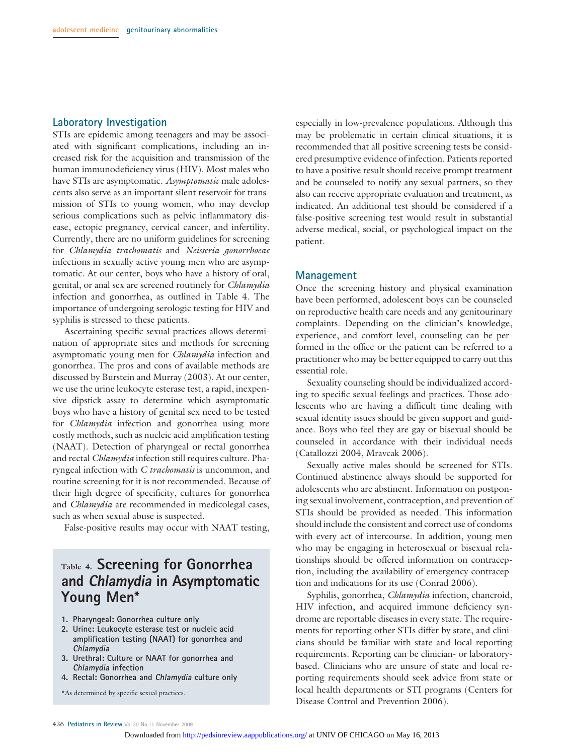## Laboratory Investigation

STIs are epidemic among teenagers and may be associated with significant complications, including an increased risk for the acquisition and transmission of the human immunodeficiency virus (HIV). Most males who have STIs are asymptomatic. *Asymptomatic* male adolescents also serve as an important silent reservoir for transmission of STIs to young women, who may develop serious complications such as pelvic inflammatory disease, ectopic pregnancy, cervical cancer, and infertility. Currently, there are no uniform guidelines for screening for *Chlamydia trachomatis* and *Neisseria gonorrhoeae* infections in sexually active young men who are asymptomatic. At our center, boys who have a history of oral, genital, or anal sex are screened routinely for *Chlamydia* infection and gonorrhea, as outlined in Table 4. The importance of undergoing serologic testing for HIV and syphilis is stressed to these patients.

Ascertaining specific sexual practices allows determination of appropriate sites and methods for screening asymptomatic young men for *Chlamydia* infection and gonorrhea. The pros and cons of available methods are discussed by Burstein and Murray (2003). At our center, we use the urine leukocyte esterase test, a rapid, inexpensive dipstick assay to determine which asymptomatic boys who have a history of genital sex need to be tested for *Chlamydia* infection and gonorrhea using more costly methods, such as nucleic acid amplification testing (NAAT). Detection of pharyngeal or rectal gonorrhea and rectal *Chlamydia* infection still requires culture. Pharyngeal infection with *C trachomatis* is uncommon, and routine screening for it is not recommended. Because of their high degree of specificity, cultures for gonorrhea and *Chlamydia* are recommended in medicolegal cases, such as when sexual abuse is suspected.

False-positive results may occur with NAAT testing, especially in low-prevalence populations. Although this may be problematic in certain clinical situations, it is recommended that all positive screening tests be considered presumptive evidence of infection. Patients reported to have a positive result should receive prompt treatment and be counseled to notify any sexual partners, so they also can receive appropriate evaluation and treatment, as indicated. An additional test should be considered if a false-positive screening test would result in substantial adverse medical, social, or psychological impact on the patient.

### Table 4. Screening for Gonorrhea and *Chlamydia* in Asymptomatic Young Men*

1. **Pharyngeal: Gonorrhea culture only**
2. **Urine: Leukocyte esterase test or nucleic acid amplification testing (NAAT) for gonorrhea and *Chlamydia***
3. **Urethral: Culture or NAAT for gonorrhea and *Chlamydia* infection**
4. **Rectal: Gonorrhea and *Chlamydia* culture only**

*As determined by specific sexual practices.

## Management

Once the screening history and physical examination have been performed, adolescent boys can be counseled on reproductive health care needs and any genitourinary complaints. Depending on the clinician's knowledge, experience, and comfort level, counseling can be performed in the office or the patient can be referred to a practitioner who may be better equipped to carry out this essential role.

Sexuality counseling should be individualized according to specific sexual feelings and practices. Those adolescents who are having a difficult time dealing with sexual identity issues should be given support and guidance. Boys who feel they are gay or bisexual should be counseled in accordance with their individual needs (Catallozzi 2004, Mravcak 2006).

Sexually active males should be screened for STIs. Continued abstinence always should be supported for adolescents who are abstinent. Information on postponing sexual involvement, contraception, and prevention of STIs should be provided as needed. This information should include the consistent and correct use of condoms with every act of intercourse. In addition, young men who may be engaging in heterosexual or bisexual relationships should be offered information on contraception, including the availability of emergency contraception and indications for its use (Conrad 2006).

Syphilis, gonorrhea, *Chlamydia* infection, chancroid, HIV infection, and acquired immune deficiency syndrome are reportable diseases in every state. The requirements for reporting other STIs differ by state, and clinicians should be familiar with state and local reporting requirements. Reporting can be clinician- or laboratory-based. Clinicians who are unsure of state and local reporting requirements should seek advice from state or local health departments or STI programs (Centers for Disease Control and Prevention 2006).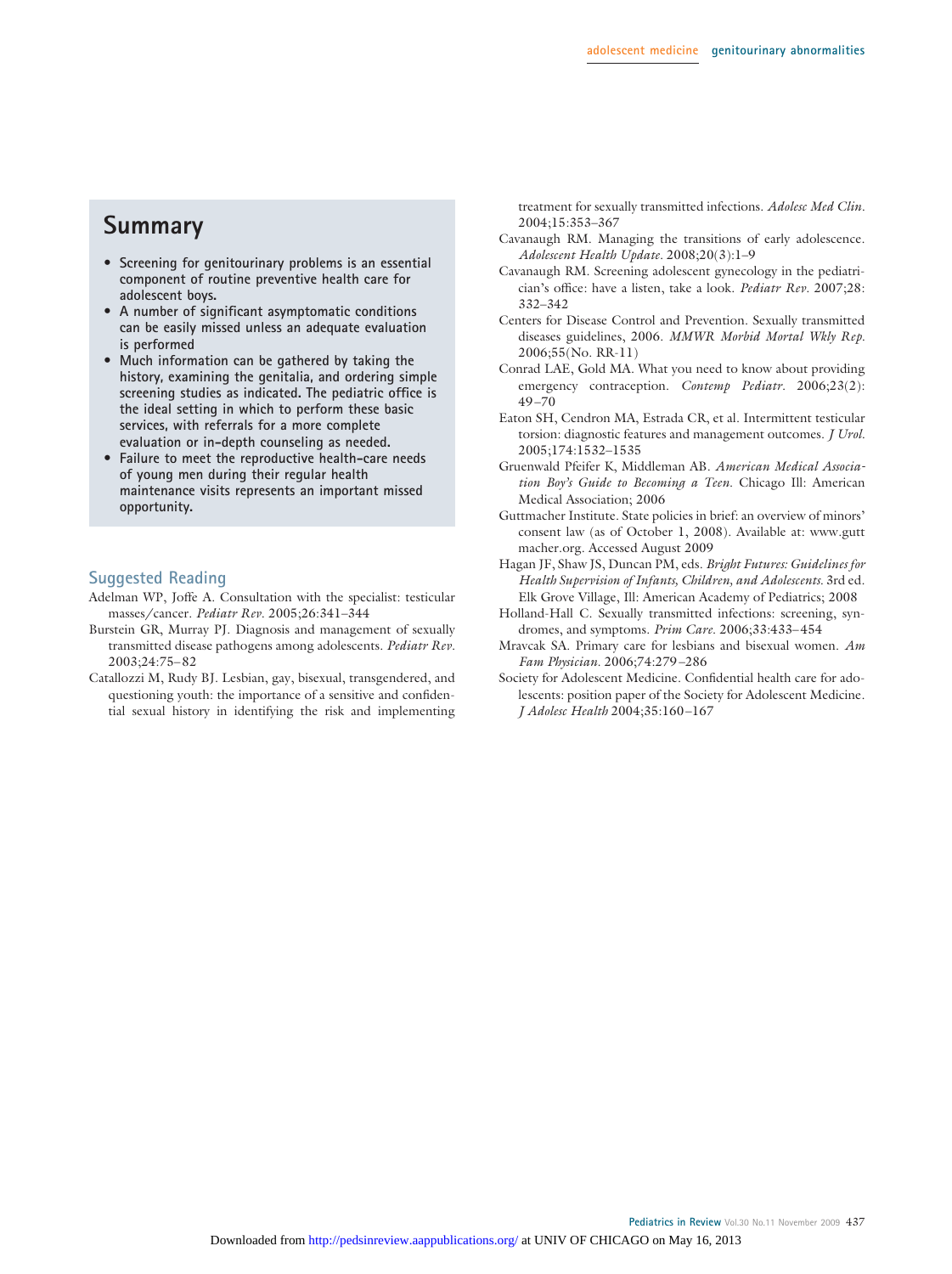## Summary

- Screening for genitourinary problems is an essential component of routine preventive health care for adolescent boys.
- A number of significant asymptomatic conditions can be easily missed unless an adequate evaluation is performed
- Much information can be gathered by taking the history, examining the genitalia, and ordering simple screening studies as indicated. The pediatric office is the ideal setting in which to perform these basic services, with referrals for a more complete evaluation or in-depth counseling as needed.
- Failure to meet the reproductive health-care needs of young men during their regular health maintenance visits represents an important missed opportunity.

### Suggested Reading

Adelman WP, Joffe A. Consultation with the specialist: testicular masses/cancer. *Pediatr Rev*. 2005;26:341–344

Burstein GR, Murray PJ. Diagnosis and management of sexually transmitted disease pathogens among adolescents. *Pediatr Rev*. 2003;24:75–82

Catallozzi M, Rudy BJ. Lesbian, gay, bisexual, transgendered, and questioning youth: the importance of a sensitive and confidential sexual history in identifying the risk and implementing treatment for sexually transmitted infections. *Adolesc Med Clin*. 2004;15:353–367

Cavanaugh RM. Managing the transitions of early adolescence. *Adolescent Health Update*. 2008;20(3):1–9

Cavanaugh RM. Screening adolescent gynecology in the pediatrician's office: have a listen, take a look. *Pediatr Rev*. 2007;28:332–342

Centers for Disease Control and Prevention. Sexually transmitted diseases guidelines, 2006. *MMWR Morbid Mortal Wkly Rep*. 2006;55(No. RR-11)

Conrad LAE, Gold MA. What you need to know about providing emergency contraception. *Contemp Pediatr*. 2006;23(2):49–70

Eaton SH, Cendron MA, Estrada CR, et al. Intermittent testicular torsion: diagnostic features and management outcomes. *J Urol*. 2005;174:1532–1535

Gruenwald Pfeifer K, Middleman AB. *American Medical Association Boy's Guide to Becoming a Teen*. Chicago Ill: American Medical Association; 2006

Guttmacher Institute. State policies in brief: an overview of minors' consent law (as of October 1, 2008). Available at: www.guttmacher.org. Accessed August 2009

Hagan JF, Shaw JS, Duncan PM, eds. *Bright Futures: Guidelines for Health Supervision of Infants, Children, and Adolescents*. 3rd ed. Elk Grove Village, Ill: American Academy of Pediatrics; 2008

Holland-Hall C. Sexually transmitted infections: screening, syndromes, and symptoms. *Prim Care*. 2006;33:433–454

Mravcak SA. Primary care for lesbians and bisexual women. *Am Fam Physician*. 2006;74:279–286

Society for Adolescent Medicine. Confidential health care for adolescents: position paper of the Society for Adolescent Medicine. *J Adolesc Health* 2004;35:160–167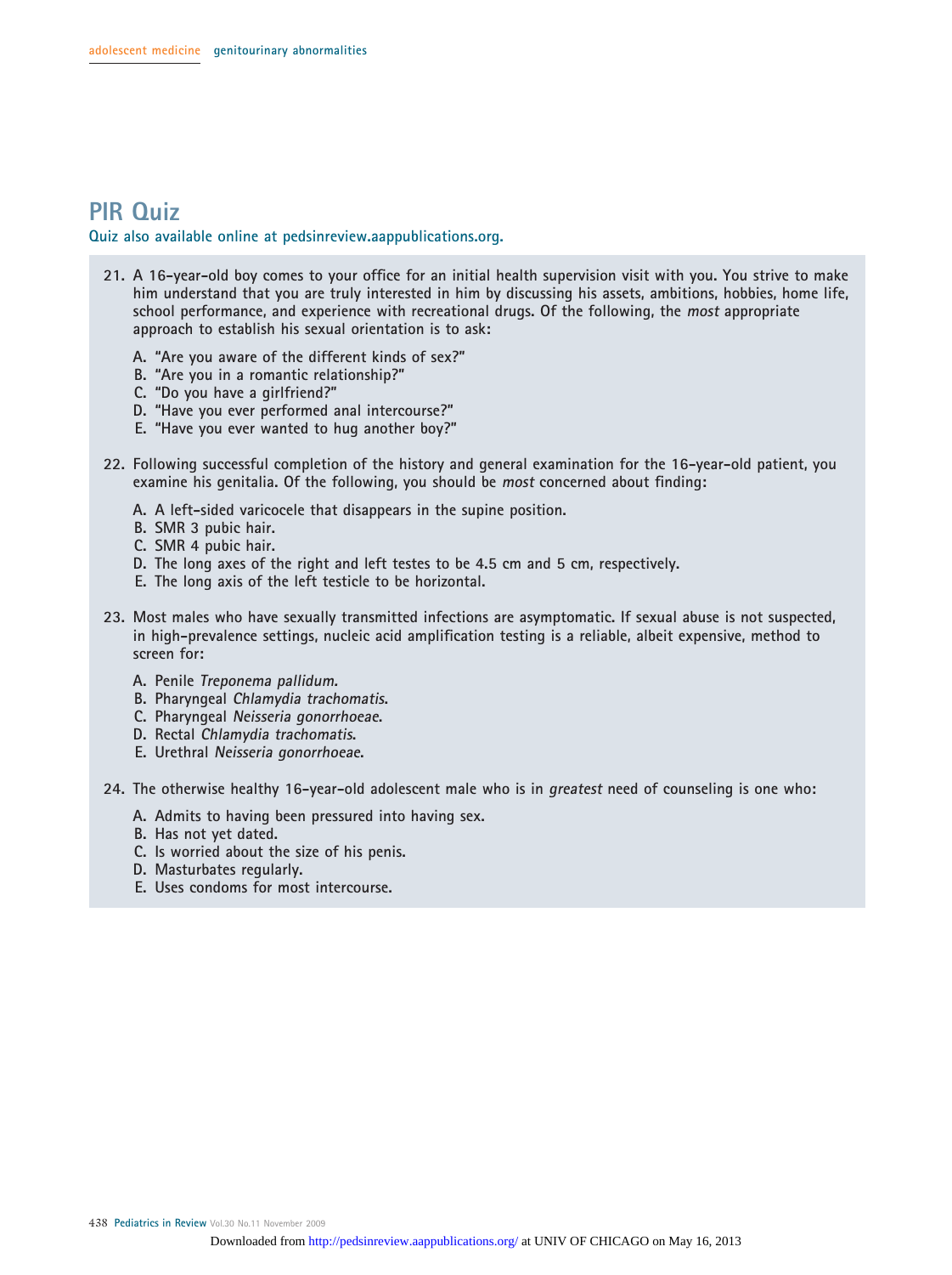## PIR Quiz

**Quiz also available online at pedsinreview.aappublications.org.**

21. A 16-year-old boy comes to your office for an initial health supervision visit with you. You strive to make him understand that you are truly interested in him by discussing his assets, ambitions, hobbies, home life, school performance, and experience with recreational drugs. Of the following, the *most* appropriate approach to establish his sexual orientation is to ask:

    A. "Are you aware of the different kinds of sex?"
    B. "Are you in a romantic relationship?"
    C. "Do you have a girlfriend?"
    D. "Have you ever performed anal intercourse?"
    E. "Have you ever wanted to hug another boy?"

22. Following successful completion of the history and general examination for the 16-year-old patient, you examine his genitalia. Of the following, you should be *most* concerned about finding:

    A. A left-sided varicocele that disappears in the supine position.
    B. SMR 3 pubic hair.
    C. SMR 4 pubic hair.
    D. The long axes of the right and left testes to be 4.5 cm and 5 cm, respectively.
    E. The long axis of the left testicle to be horizontal.

23. Most males who have sexually transmitted infections are asymptomatic. If sexual abuse is not suspected, in high-prevalence settings, nucleic acid amplification testing is a reliable, albeit expensive, method to screen for:

    A. Penile *Treponema pallidum*.
    B. Pharyngeal *Chlamydia trachomatis*.
    C. Pharyngeal *Neisseria gonorrhoeae*.
    D. Rectal *Chlamydia trachomatis*.
    E. Urethral *Neisseria gonorrhoeae*.

24. The otherwise healthy 16-year-old adolescent male who is in *greatest* need of counseling is one who:

    A. Admits to having been pressured into having sex.
    B. Has not yet dated.
    C. Is worried about the size of his penis.
    D. Masturbates regularly.
    E. Uses condoms for most intercourse.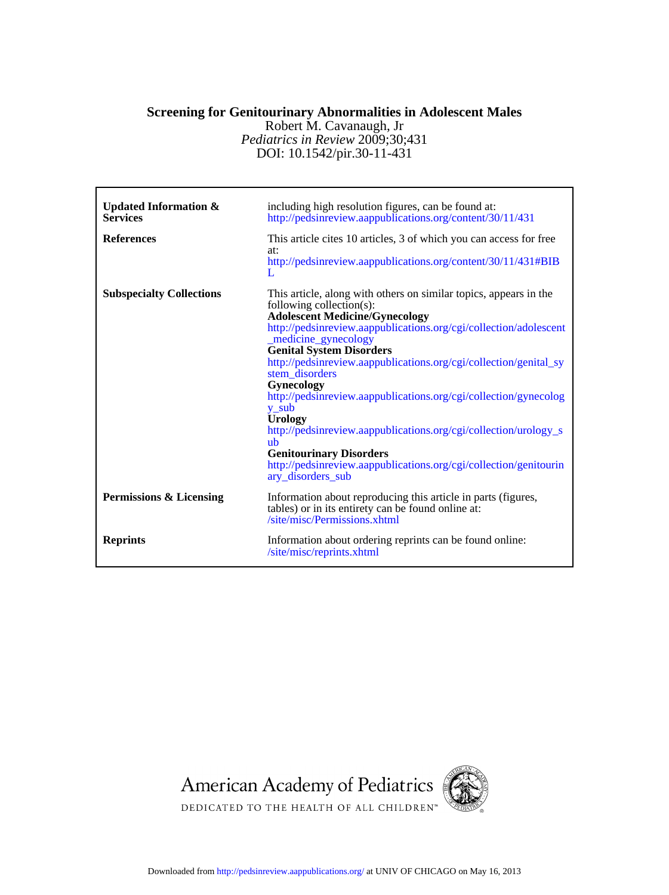# Screening for Genitourinary Abnormalities in Adolescent Males

Robert M. Cavanaugh, Jr

*Pediatrics in Review* 2009;30;431

DOI: 10.1542/pir.30-11-431

| | |
|---|---|
| **Updated Information & Services** | including high resolution figures, can be found at: http://pedsinreview.aappublications.org/content/30/11/431 |
| **References** | This article cites 10 articles, 3 of which you can access for free at: http://pedsinreview.aappublications.org/content/30/11/431#BIBL |
| **Subspecialty Collections** | This article, along with others on similar topics, appears in the following collection(s): **Adolescent Medicine/Gynecology** http://pedsinreview.aappublications.org/cgi/collection/adolescent_medicine_gynecology **Genital System Disorders** http://pedsinreview.aappublications.org/cgi/collection/genital_system_disorders **Gynecology** http://pedsinreview.aappublications.org/cgi/collection/gynecology_sub **Urology** http://pedsinreview.aappublications.org/cgi/collection/urology_sub **Genitourinary Disorders** http://pedsinreview.aappublications.org/cgi/collection/genitourinary_disorders_sub |
| **Permissions & Licensing** | Information about reproducing this article in parts (figures, tables) or in its entirety can be found online at: /site/misc/Permissions.xhtml |
| **Reprints** | Information about ordering reprints can be found online: /site/misc/reprints.xhtml |

American Academy of Pediatrics

DEDICATED TO THE HEALTH OF ALL CHILDREN™

Downloaded from http://pedsinreview.aappublications.org/ at UNIV OF CHICAGO on May 16, 2013